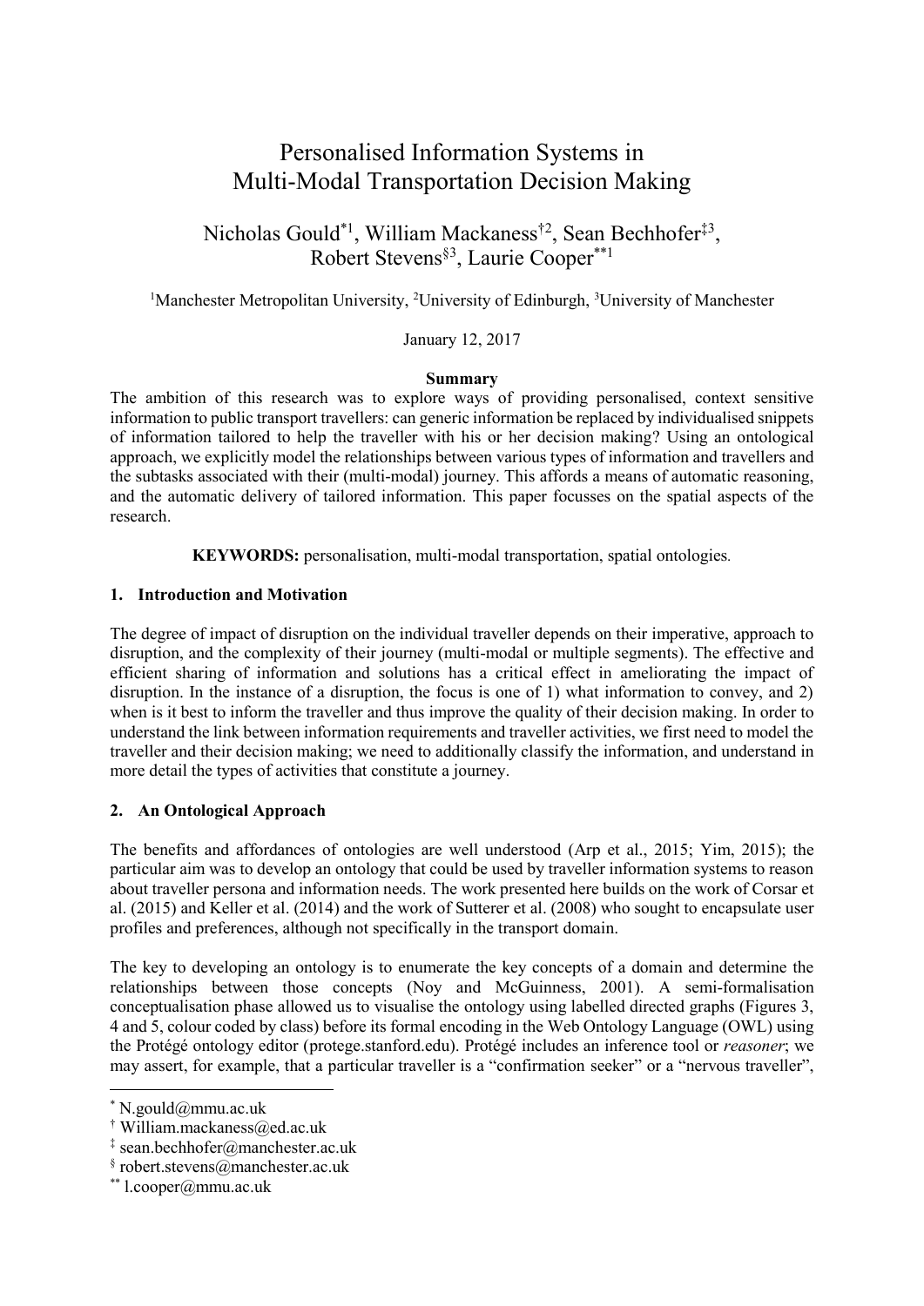# Personalised Information Systems in Multi-Modal Transportation Decision Making

Nicholas Gould[*1], William Mackaness[†2], Sean Bechhofer[‡3], Robert Stevens[§3], Laurie Cooper[**1]

[1]Manchester Metropolitan University, [2]University of Edinburgh, [3]University of Manchester

January 12, 2017

**Summary**

The ambition of this research was to explore ways of providing personalised, context sensitive information to public transport travellers: can generic information be replaced by individualised snippets of information tailored to help the traveller with his or her decision making? Using an ontological approach, we explicitly model the relationships between various types of information and travellers and the subtasks associated with their (multi-modal) journey. This affords a means of automatic reasoning, and the automatic delivery of tailored information. This paper focusses on the spatial aspects of the research.

**KEYWORDS:** personalisation, multi-modal transportation, spatial ontologies.

## 1. Introduction and Motivation

The degree of impact of disruption on the individual traveller depends on their imperative, approach to disruption, and the complexity of their journey (multi-modal or multiple segments). The effective and efficient sharing of information and solutions has a critical effect in ameliorating the impact of disruption. In the instance of a disruption, the focus is one of 1) what information to convey, and 2) when is it best to inform the traveller and thus improve the quality of their decision making. In order to understand the link between information requirements and traveller activities, we first need to model the traveller and their decision making; we need to additionally classify the information, and understand in more detail the types of activities that constitute a journey.

## 2. An Ontological Approach

The benefits and affordances of ontologies are well understood (Arp et al., 2015; Yim, 2015); the particular aim was to develop an ontology that could be used by traveller information systems to reason about traveller persona and information needs. The work presented here builds on the work of Corsar et al. (2015) and Keller et al. (2014) and the work of Sutterer et al. (2008) who sought to encapsulate user profiles and preferences, although not specifically in the transport domain.

The key to developing an ontology is to enumerate the key concepts of a domain and determine the relationships between those concepts (Noy and McGuinness, 2001). A semi-formalisation conceptualisation phase allowed us to visualise the ontology using labelled directed graphs (Figures 3, 4 and 5, colour coded by class) before its formal encoding in the Web Ontology Language (OWL) using the Protégé ontology editor (protege.stanford.edu). Protégé includes an inference tool or *reasoner*; we may assert, for example, that a particular traveller is a "confirmation seeker" or a "nervous traveller",

---

[*] N.gould@mmu.ac.uk

[†] William.mackaness@ed.ac.uk

[‡] sean.bechhofer@manchester.ac.uk

[§] robert.stevens@manchester.ac.uk

[**] l.cooper@mmu.ac.uk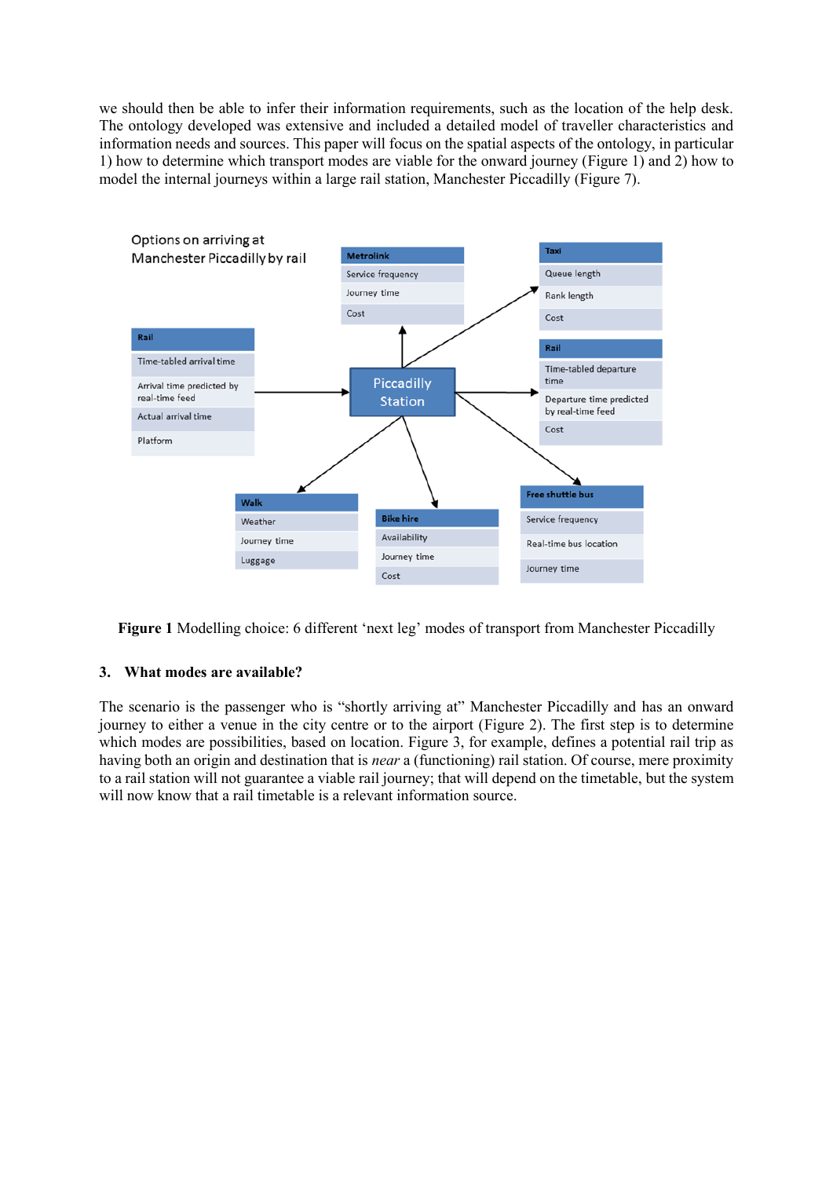we should then be able to infer their information requirements, such as the location of the help desk. The ontology developed was extensive and included a detailed model of traveller characteristics and information needs and sources. This paper will focus on the spatial aspects of the ontology, in particular 1) how to determine which transport modes are viable for the onward journey (Figure 1) and 2) how to model the internal journeys within a large rail station, Manchester Piccadilly (Figure 7).

Options on arriving at Manchester Piccadilly by rail

| Rail |
| --- |
| Time-tabled arrival time |
| Arrival time predicted by real-time feed |
| Actual arrival time |
| Platform |

| Metrolink |
| --- |
| Service frequency |
| Journey time |
| Cost |

| Taxi |
| --- |
| Queue length |
| Rank length |
| Cost |

| Rail |
| --- |
| Time-tabled departure time |
| Departure time predicted by real-time feed |
| Cost |

| Walk |
| --- |
| Weather |
| Journey time |
| Luggage |

| Bike hire |
| --- |
| Availability |
| Journey time |
| Cost |

| Free shuttle bus |
| --- |
| Service frequency |
| Real-time bus location |
| Journey time |

Piccadilly Station

**Figure 1** Modelling choice: 6 different 'next leg' modes of transport from Manchester Piccadilly

### 3. What modes are available?

The scenario is the passenger who is "shortly arriving at" Manchester Piccadilly and has an onward journey to either a venue in the city centre or to the airport (Figure 2). The first step is to determine which modes are possibilities, based on location. Figure 3, for example, defines a potential rail trip as having both an origin and destination that is *near* a (functioning) rail station. Of course, mere proximity to a rail station will not guarantee a viable rail journey; that will depend on the timetable, but the system will now know that a rail timetable is a relevant information source.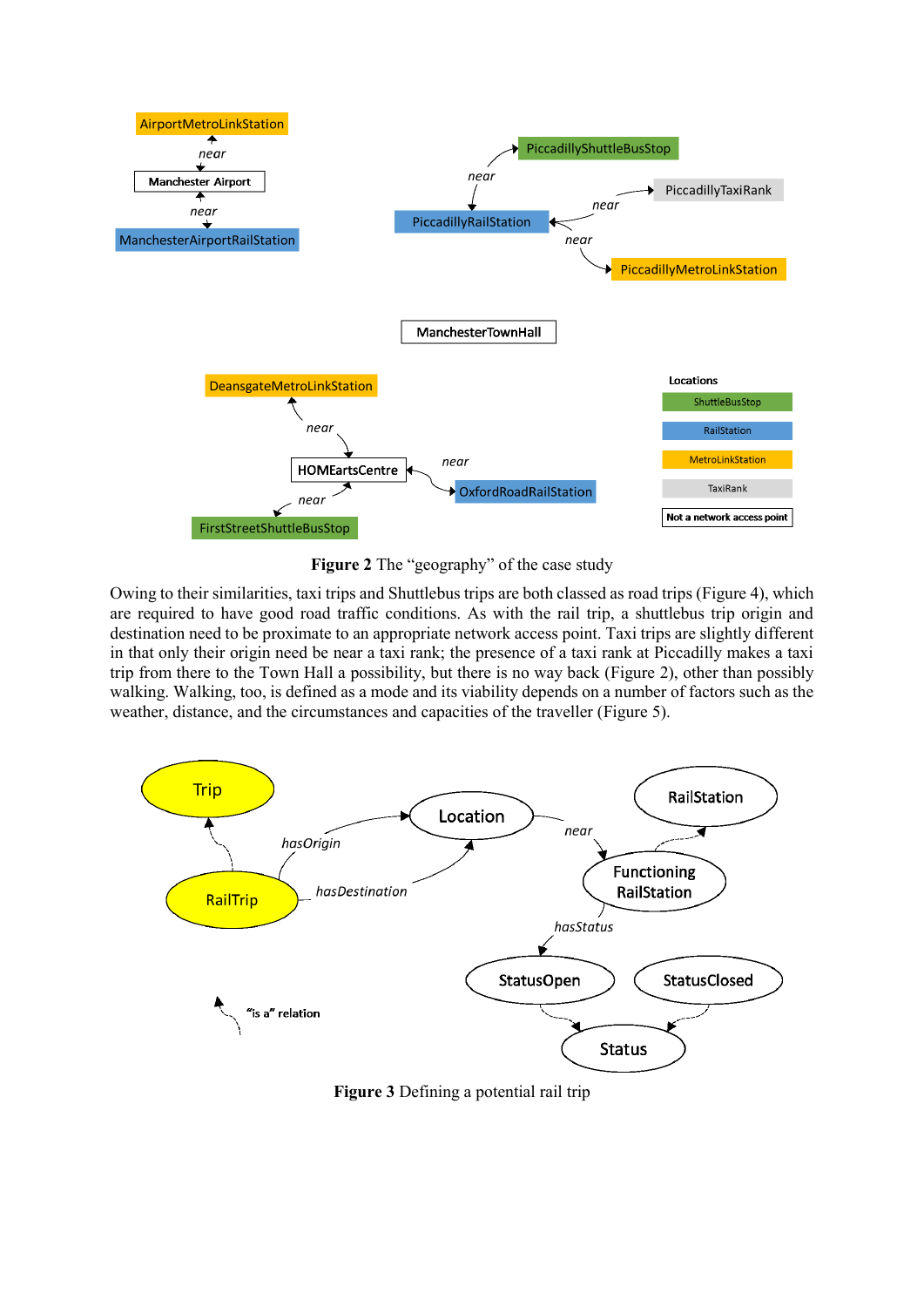**Figure 2** The "geography" of the case study

Owing to their similarities, taxi trips and Shuttlebus trips are both classed as road trips (Figure 4), which are required to have good road traffic conditions. As with the rail trip, a shuttlebus trip origin and destination need to be proximate to an appropriate network access point. Taxi trips are slightly different in that only their origin need be near a taxi rank; the presence of a taxi rank at Piccadilly makes a taxi trip from there to the Town Hall a possibility, but there is no way back (Figure 2), other than possibly walking. Walking, too, is defined as a mode and its viability depends on a number of factors such as the weather, distance, and the circumstances and capacities of the traveller (Figure 5).

**Figure 3** Defining a potential rail trip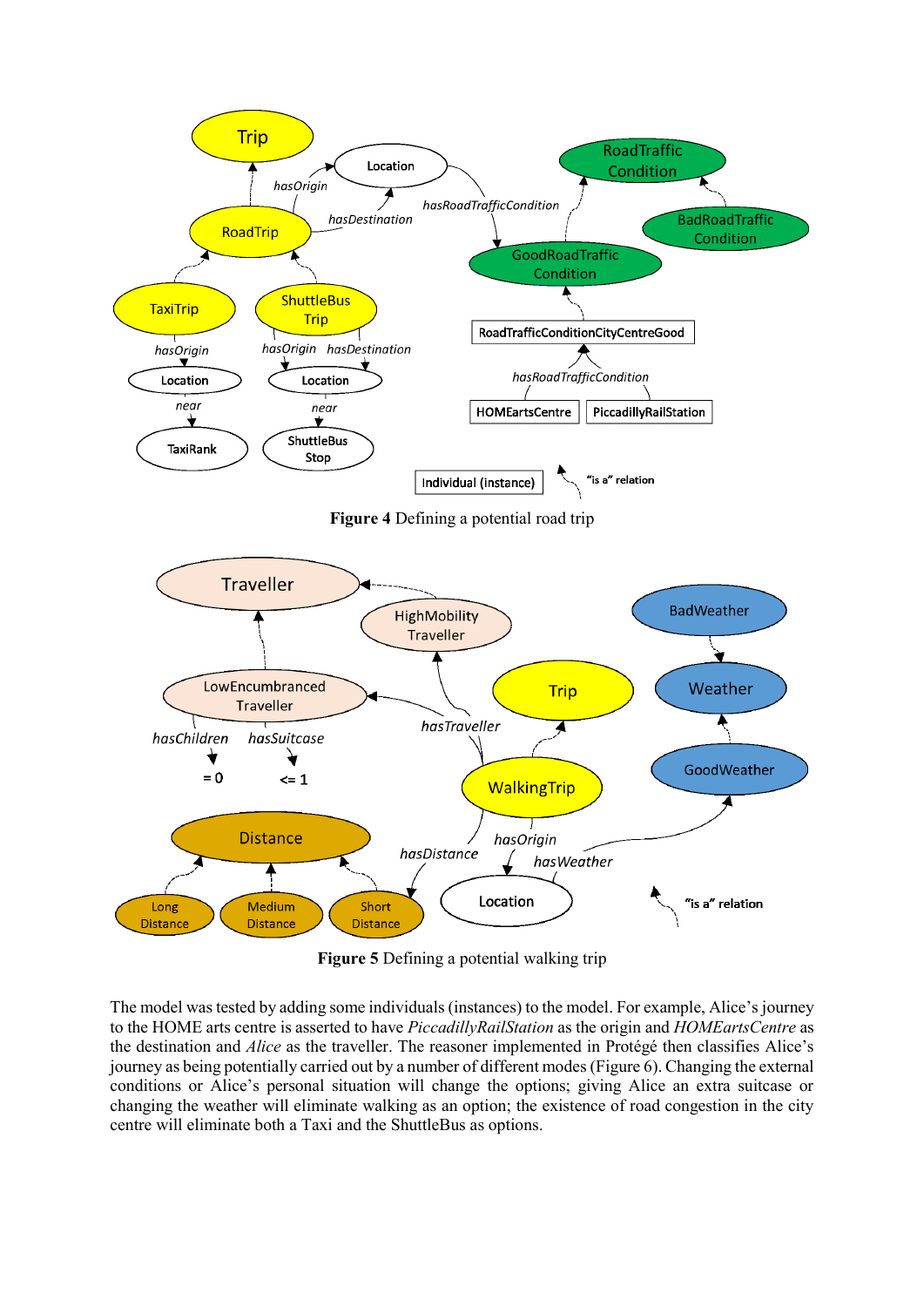**Figure 4** Defining a potential road trip

**Figure 5** Defining a potential walking trip

The model was tested by adding some individuals (instances) to the model. For example, Alice's journey to the HOME arts centre is asserted to have *PiccadillyRailStation* as the origin and *HOMEartsCentre* as the destination and *Alice* as the traveller. The reasoner implemented in Protégé then classifies Alice's journey as being potentially carried out by a number of different modes (Figure 6). Changing the external conditions or Alice's personal situation will change the options; giving Alice an extra suitcase or changing the weather will eliminate walking as an option; the existence of road congestion in the city centre will eliminate both a Taxi and the ShuttleBus as options.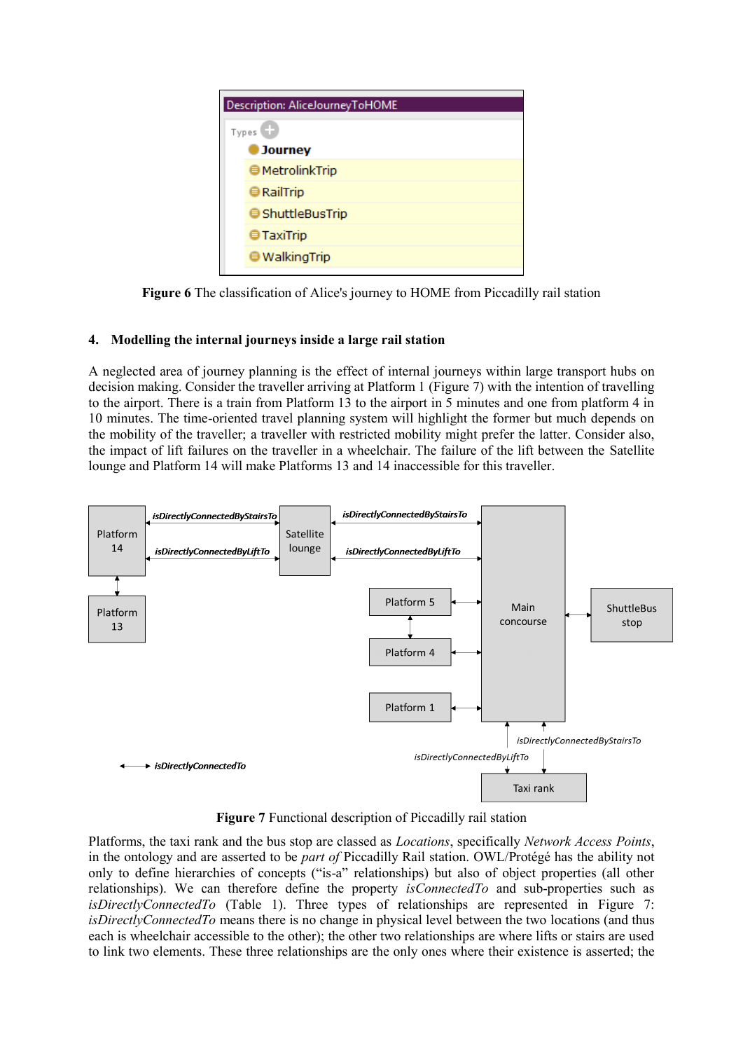Description: AliceJourneyToHOME

Types

- Journey
- MetrolinkTrip
- RailTrip
- ShuttleBusTrip
- TaxiTrip
- WalkingTrip

**Figure 6** The classification of Alice's journey to HOME from Piccadilly rail station

## 4. Modelling the internal journeys inside a large rail station

A neglected area of journey planning is the effect of internal journeys within large transport hubs on decision making. Consider the traveller arriving at Platform 1 (Figure 7) with the intention of travelling to the airport. There is a train from Platform 13 to the airport in 5 minutes and one from platform 4 in 10 minutes. The time-oriented travel planning system will highlight the former but much depends on the mobility of the traveller; a traveller with restricted mobility might prefer the latter. Consider also, the impact of lift failures on the traveller in a wheelchair. The failure of the lift between the Satellite lounge and Platform 14 will make Platforms 13 and 14 inaccessible for this traveller.

**Figure 7** Functional description of Piccadilly rail station

Platforms, the taxi rank and the bus stop are classed as *Locations*, specifically *Network Access Points*, in the ontology and are asserted to be *part of* Piccadilly Rail station. OWL/Protégé has the ability not only to define hierarchies of concepts ("is-a" relationships) but also of object properties (all other relationships). We can therefore define the property *isConnectedTo* and sub-properties such as *isDirectlyConnectedTo* (Table 1). Three types of relationships are represented in Figure 7: *isDirectlyConnectedTo* means there is no change in physical level between the two locations (and thus each is wheelchair accessible to the other); the other two relationships are where lifts or stairs are used to link two elements. These three relationships are the only ones where their existence is asserted; the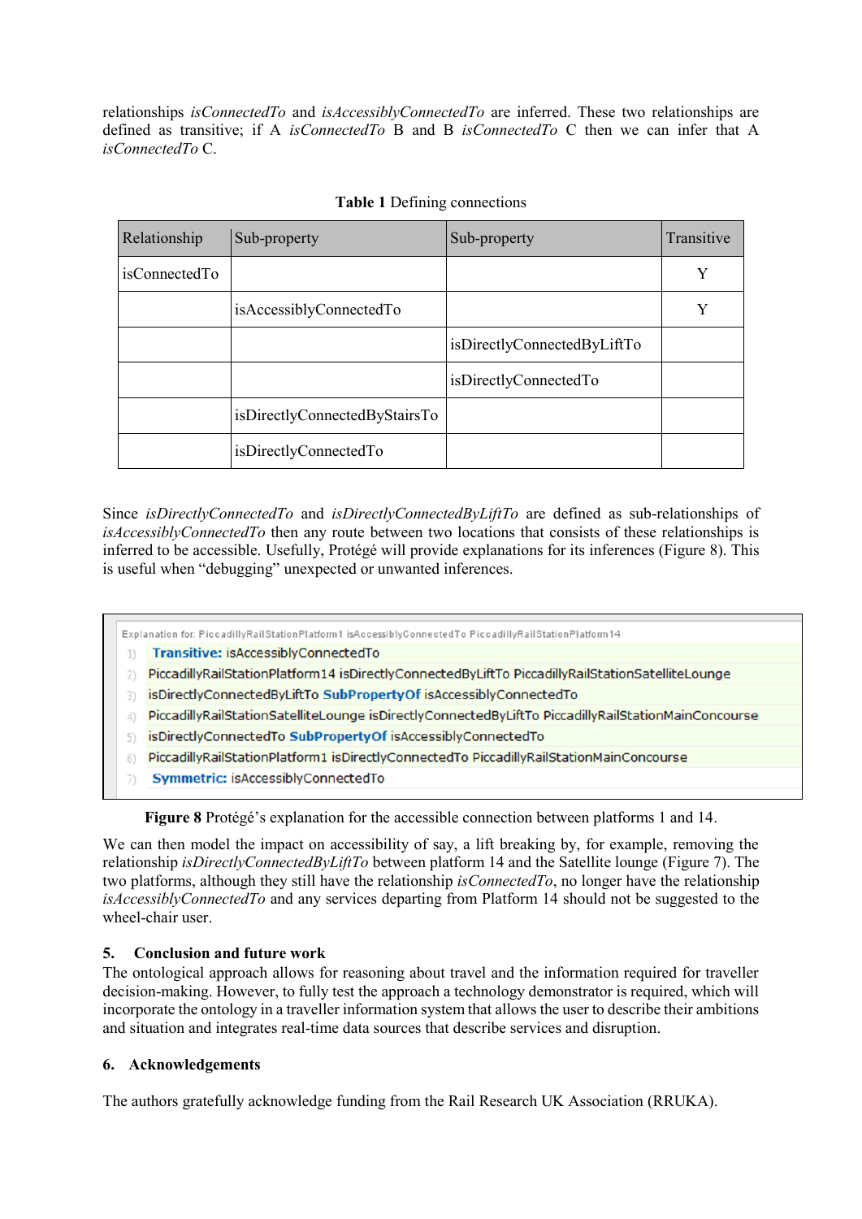relationships *isConnectedTo* and *isAccessiblyConnectedTo* are inferred. These two relationships are defined as transitive; if A *isConnectedTo* B and B *isConnectedTo* C then we can infer that A *isConnectedTo* C.

**Table 1** Defining connections

| Relationship | Sub-property | Sub-property | Transitive |
|---|---|---|---|
| isConnectedTo | | | Y |
| | isAccessiblyConnectedTo | | Y |
| | | isDirectlyConnectedByLiftTo | |
| | | isDirectlyConnectedTo | |
| | isDirectlyConnectedByStairsTo | | |
| | isDirectlyConnectedTo | | |

Since *isDirectlyConnectedTo* and *isDirectlyConnectedByLiftTo* are defined as sub-relationships of *isAccessiblyConnectedTo* then any route between two locations that consists of these relationships is inferred to be accessible. Usefully, Protégé will provide explanations for its inferences (Figure 8). This is useful when "debugging" unexpected or unwanted inferences.

Explanation for: PiccadillyRailStationPlatform1 isAccessiblyConnectedTo PiccadillyRailStationPlatform14

1) **Transitive:** isAccessiblyConnectedTo
2) PiccadillyRailStationPlatform14 isDirectlyConnectedByLiftTo PiccadillyRailStationSatelliteLounge
3) isDirectlyConnectedByLiftTo **SubPropertyOf** isAccessiblyConnectedTo
4) PiccadillyRailStationSatelliteLounge isDirectlyConnectedByLiftTo PiccadillyRailStationMainConcourse
5) isDirectlyConnectedTo **SubPropertyOf** isAccessiblyConnectedTo
6) PiccadillyRailStationPlatform1 isDirectlyConnectedTo PiccadillyRailStationMainConcourse
7) **Symmetric:** isAccessiblyConnectedTo

**Figure 8** Protégé's explanation for the accessible connection between platforms 1 and 14.

We can then model the impact on accessibility of say, a lift breaking by, for example, removing the relationship *isDirectlyConnectedByLiftTo* between platform 14 and the Satellite lounge (Figure 7). The two platforms, although they still have the relationship *isConnectedTo*, no longer have the relationship *isAccessiblyConnectedTo* and any services departing from Platform 14 should not be suggested to the wheel-chair user.

## 5. Conclusion and future work

The ontological approach allows for reasoning about travel and the information required for traveller decision-making. However, to fully test the approach a technology demonstrator is required, which will incorporate the ontology in a traveller information system that allows the user to describe their ambitions and situation and integrates real-time data sources that describe services and disruption.

## 6. Acknowledgements

The authors gratefully acknowledge funding from the Rail Research UK Association (RRUKA).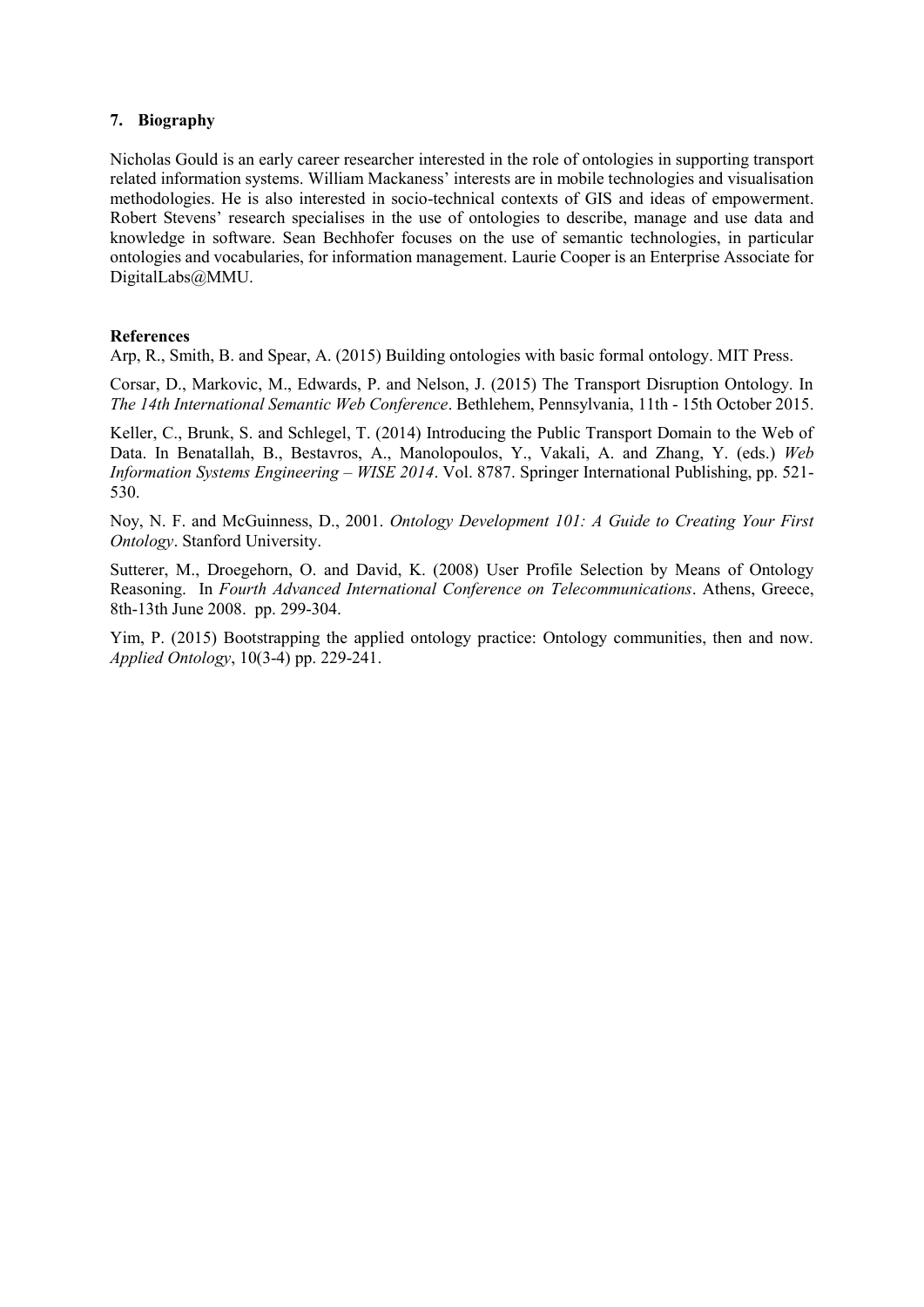## 7. Biography

Nicholas Gould is an early career researcher interested in the role of ontologies in supporting transport related information systems. William Mackaness' interests are in mobile technologies and visualisation methodologies. He is also interested in socio-technical contexts of GIS and ideas of empowerment. Robert Stevens' research specialises in the use of ontologies to describe, manage and use data and knowledge in software. Sean Bechhofer focuses on the use of semantic technologies, in particular ontologies and vocabularies, for information management. Laurie Cooper is an Enterprise Associate for DigitalLabs@MMU.

## References

Arp, R., Smith, B. and Spear, A. (2015) Building ontologies with basic formal ontology. MIT Press.

Corsar, D., Markovic, M., Edwards, P. and Nelson, J. (2015) The Transport Disruption Ontology. In *The 14th International Semantic Web Conference*. Bethlehem, Pennsylvania, 11th - 15th October 2015.

Keller, C., Brunk, S. and Schlegel, T. (2014) Introducing the Public Transport Domain to the Web of Data. In Benatallah, B., Bestavros, A., Manolopoulos, Y., Vakali, A. and Zhang, Y. (eds.) *Web Information Systems Engineering – WISE 2014*. Vol. 8787. Springer International Publishing, pp. 521-530.

Noy, N. F. and McGuinness, D., 2001. *Ontology Development 101: A Guide to Creating Your First Ontology*. Stanford University.

Sutterer, M., Droegehorn, O. and David, K. (2008) User Profile Selection by Means of Ontology Reasoning. In *Fourth Advanced International Conference on Telecommunications*. Athens, Greece, 8th-13th June 2008. pp. 299-304.

Yim, P. (2015) Bootstrapping the applied ontology practice: Ontology communities, then and now. *Applied Ontology*, 10(3-4) pp. 229-241.